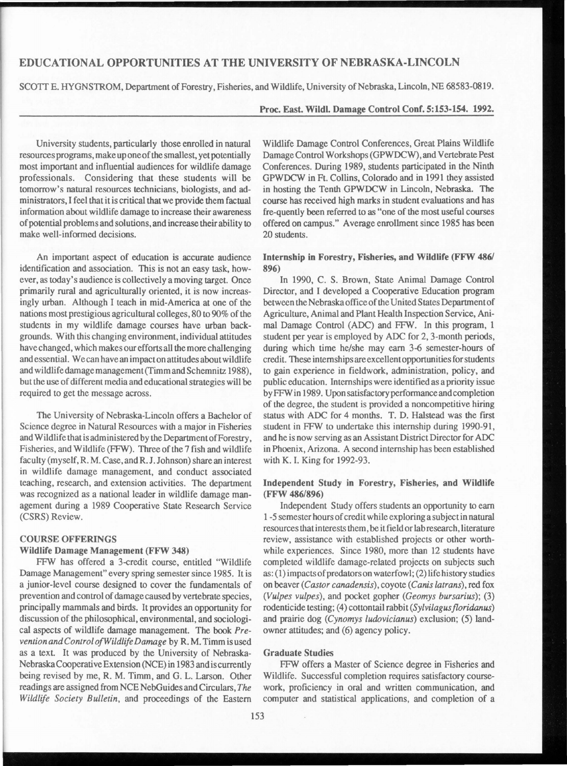# EDUCATIONAL OPPORTUNITIES AT THE UNIVERSITY OF NEBRASKA-LINCOLN

SCOTT E. HYGNSTROM, Department of Forestry, Fisheries, and Wildlife, University of Nebraska, Lincoln, NE 68583-0819.

**Proc. East. Wildl. Damage Control Conf. 5:153-154. 1992.**

University students, particularly those enrolled in natural resources programs, make up one of the smallest, yet potentially most important and influential audiences for wildlife damage professionals. Considering that these students will be tomorrow's natural resources technicians, biologists, and administrators, I feel that it is critical that we provide them factual information about wildlife damage to increase their awareness of potential problems and solutions, and increase their ability to make well-informed decisions.

An important aspect of education is accurate audience identification and association. This is not an easy task, however, as today's audience is collectively a moving target. Once primarily rural and agriculturally oriented, it is now increasingly urban. Although I teach in mid-America at one of the nations most prestigious agricultural colleges, 80 to 90% of the students in my wildlife damage courses have urban backgrounds. With this changing environment, individual attitudes have changed, which makes our efforts all the more challenging and essential. We can have an impact on attitudes about wildlife and wildlife damage management (Timm and Schemnitz 1988), but the use of different media and educational strategies will be required to get the message across.

The University of Nebraska-Lincoln offers a Bachelor of Science degree in Natural Resources with a major in Fisheries and Wildlife that is administered by the Department of Forestry, Fisheries, and Wildlife (FFW). Three of the 7 fish and wildlife faculty (myself, R. M. Case, and R. J. Johnson) share an interest in wildlife damage management, and conduct associated teaching, research, and extension activities. The department was recognized as a national leader in wildlife damage management during a 1989 Cooperative State Research Service (CSRS) Review.

## COURSE OFFERINGS

### Wildlife Damage Management (FFW 348)

FFW has offered a 3-credit course, entitled "Wildlife Damage Management" every spring semester since 1985. It is a junior-level course designed to cover the fundamentals of prevention and control of damage caused by vertebrate species, principally mammals and birds. It provides an opportunity for discussion of the philosophical, environmental, and sociological aspects of wildlife damage management. The book *Prevention and Control of Wildlife Damage* by R. M. Timm is used as a text. It was produced by the University of Nebraska-Nebraska Cooperative Extension (NCE) in 1983 and is currently being revised by me, R. M. Timm, and G. L. Larson. Other readings are assigned from NCE NebGuides and Circulars, *The Wildlife Society Bulletin*, and proceedings of the Eastern Wildlife Damage Control Conferences, Great Plains Wildlife Damage Control Workshops (GPWDCW), and Vertebrate Pest Conferences. During 1989, students participated in the Ninth GPWDCW in Ft. Collins, Colorado and in 1991 they assisted in hosting the Tenth GPWDCW in Lincoln, Nebraska. The course has received high marks in student evaluations and has fre-quently been referred to as "one of the most useful courses offered on campus." Average enrollment since 1985 has been 20 students.

### Internship in Forestry, Fisheries, and Wildlife (FFW 486/896)

In 1990, C. S. Brown, State Animal Damage Control Director, and I developed a Cooperative Education program between the Nebraska office of the United States Department of Agriculture, Animal and Plant Health Inspection Service, Animal Damage Control (ADC) and FFW. In this program, 1 student per year is employed by ADC for 2, 3-month periods, during which time he/she may earn 3-6 semester-hours of credit. These internships are excellent opportunities for students to gain experience in fieldwork, administration, policy, and public education. Internships were identified as a priority issue by FFW in 1989. Upon satisfactory performance and completion of the degree, the student is provided a noncompetitive hiring status with ADC for 4 months. T. D. Halstead was the first student in FFW to undertake this internship during 1990-91, and he is now serving as an Assistant District Director for ADC in Phoenix, Arizona. A second internship has been established with K. I. King for 1992-93.

### Independent Study in Forestry, Fisheries, and Wildlife (FFW 486/896)

Independent Study offers students an opportunity to earn 1-5 semester hours of credit while exploring a subject in natural resources that interests them, be it field or lab research, literature review, assistance with established projects or other worthwhile experiences. Since 1980, more than 12 students have completed wildlife damage-related projects on subjects such as: (1) impacts of predators on waterfowl; (2) life history studies on beaver (*Castor canadensis*), coyote (*Canis latrans*), red fox (*Vulpes vulpes*), and pocket gopher (*Geomys bursarius*); (3) rodenticide testing; (4) cottontail rabbit (*Sylvilagus floridanus*) and prairie dog (*Cynomys ludovicianus*) exclusion; (5) landowner attitudes; and (6) agency policy.

### Graduate Studies

FFW offers a Master of Science degree in Fisheries and Wildlife. Successful completion requires satisfactory coursework, proficiency in oral and written communication, and computer and statistical applications, and completion of a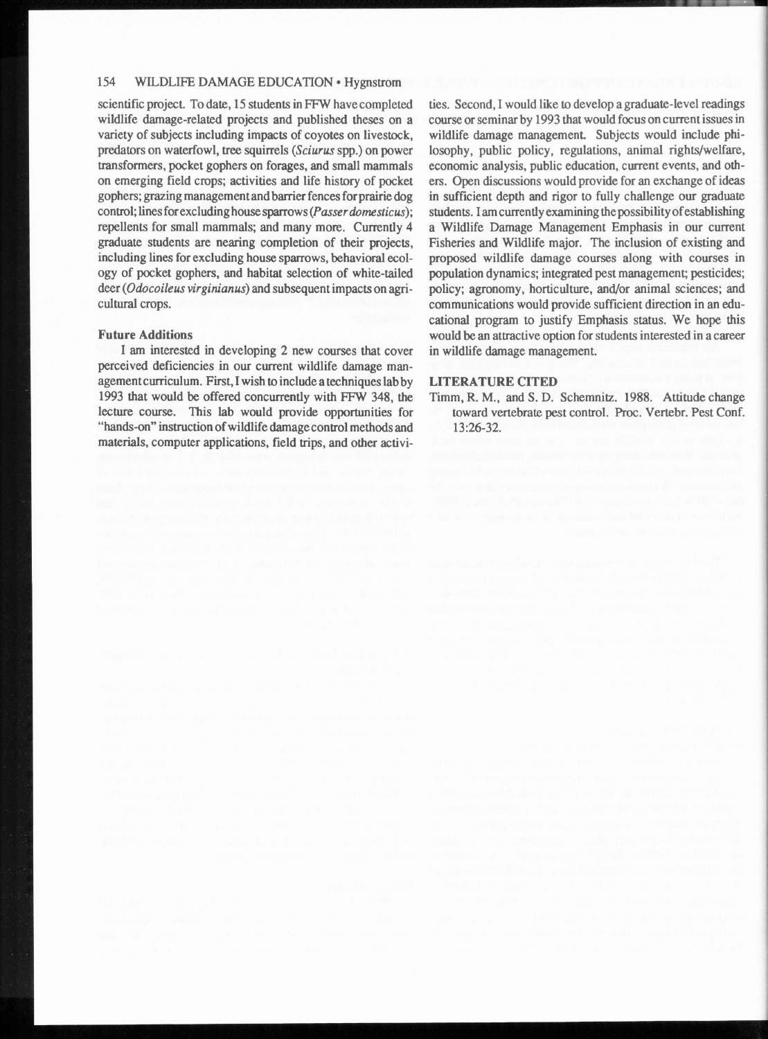scientific project. To date, 15 students in FFW have completed wildlife damage-related projects and published theses on a variety of subjects including impacts of coyotes on livestock, predators on waterfowl, tree squirrels (*Sciurus* spp.) on power transformers, pocket gophers on forages, and small mammals on emerging field crops; activities and life history of pocket gophers; grazing management and barrier fences for prairie dog control; lines for excluding house sparrows (*Passer domesticus*); repellents for small mammals; and many more. Currently 4 graduate students are nearing completion of their projects, including lines for excluding house sparrows, behavioral ecology of pocket gophers, and habitat selection of white-tailed deer (*Odocoileus virginianus*) and subsequent impacts on agricultural crops.

### Future Additions

I am interested in developing 2 new courses that cover perceived deficiencies in our current wildlife damage management curriculum. First, I wish to include a techniques lab by 1993 that would be offered concurrently with FFW 348, the lecture course. This lab would provide opportunities for "hands-on" instruction of wildlife damage control methods and materials, computer applications, field trips, and other activities. Second, I would like to develop a graduate-level readings course or seminar by 1993 that would focus on current issues in wildlife damage management. Subjects would include philosophy, public policy, regulations, animal rights/welfare, economic analysis, public education, current events, and others. Open discussions would provide for an exchange of ideas in sufficient depth and rigor to fully challenge our graduate students. I am currently examining the possibility of establishing a Wildlife Damage Management Emphasis in our current Fisheries and Wildlife major. The inclusion of existing and proposed wildlife damage courses along with courses in population dynamics; integrated pest management; pesticides; policy; agronomy, horticulture, and/or animal sciences; and communications would provide sufficient direction in an educational program to justify Emphasis status. We hope this would be an attractive option for students interested in a career in wildlife damage management.

## LITERATURE CITED

Timm, R. M., and S. D. Schemnitz. 1988. Attitude change toward vertebrate pest control. Proc. Vertebr. Pest Conf. 13:26-32.